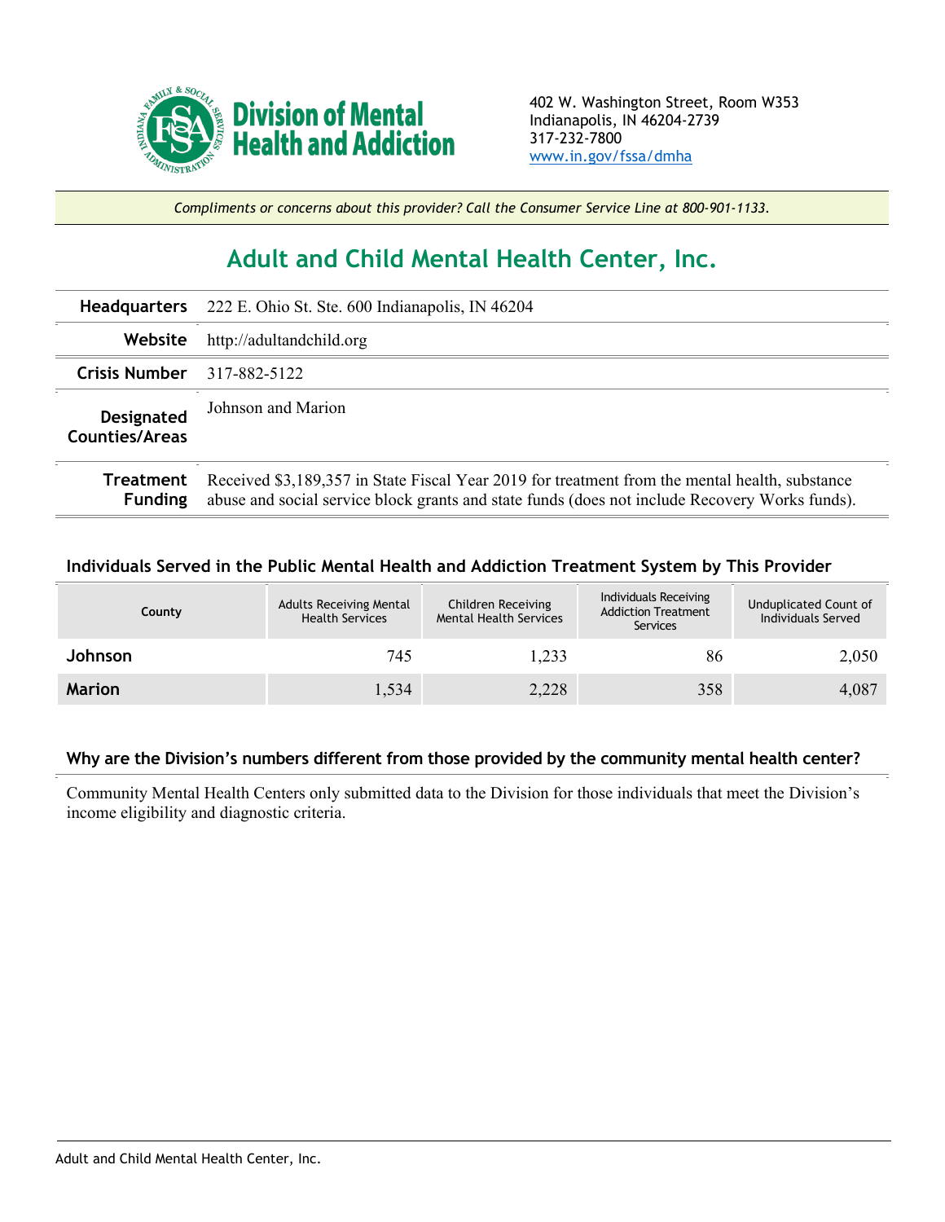**Division of Mental Health and Addiction**

402 W. Washington Street, Room W353
Indianapolis, IN 46204-2739
317-232-7800
www.in.gov/fssa/dmha

*Compliments or concerns about this provider? Call the Consumer Service Line at 800-901-1133.*

# Adult and Child Mental Health Center, Inc.

| | |
|---|---|
| **Headquarters** | 222 E. Ohio St. Ste. 600 Indianapolis, IN 46204 |
| **Website** | http://adultandchild.org |
| **Crisis Number** | 317-882-5122 |
| **Designated Counties/Areas** | Johnson and Marion |
| **Treatment Funding** | Received $3,189,357 in State Fiscal Year 2019 for treatment from the mental health, substance abuse and social service block grants and state funds (does not include Recovery Works funds). |

### Individuals Served in the Public Mental Health and Addiction Treatment System by This Provider

| County | Adults Receiving Mental Health Services | Children Receiving Mental Health Services | Individuals Receiving Addiction Treatment Services | Unduplicated Count of Individuals Served |
|---|---|---|---|---|
| **Johnson** | 745 | 1,233 | 86 | 2,050 |
| **Marion** | 1,534 | 2,228 | 358 | 4,087 |

### Why are the Division's numbers different from those provided by the community mental health center?

Community Mental Health Centers only submitted data to the Division for those individuals that meet the Division's income eligibility and diagnostic criteria.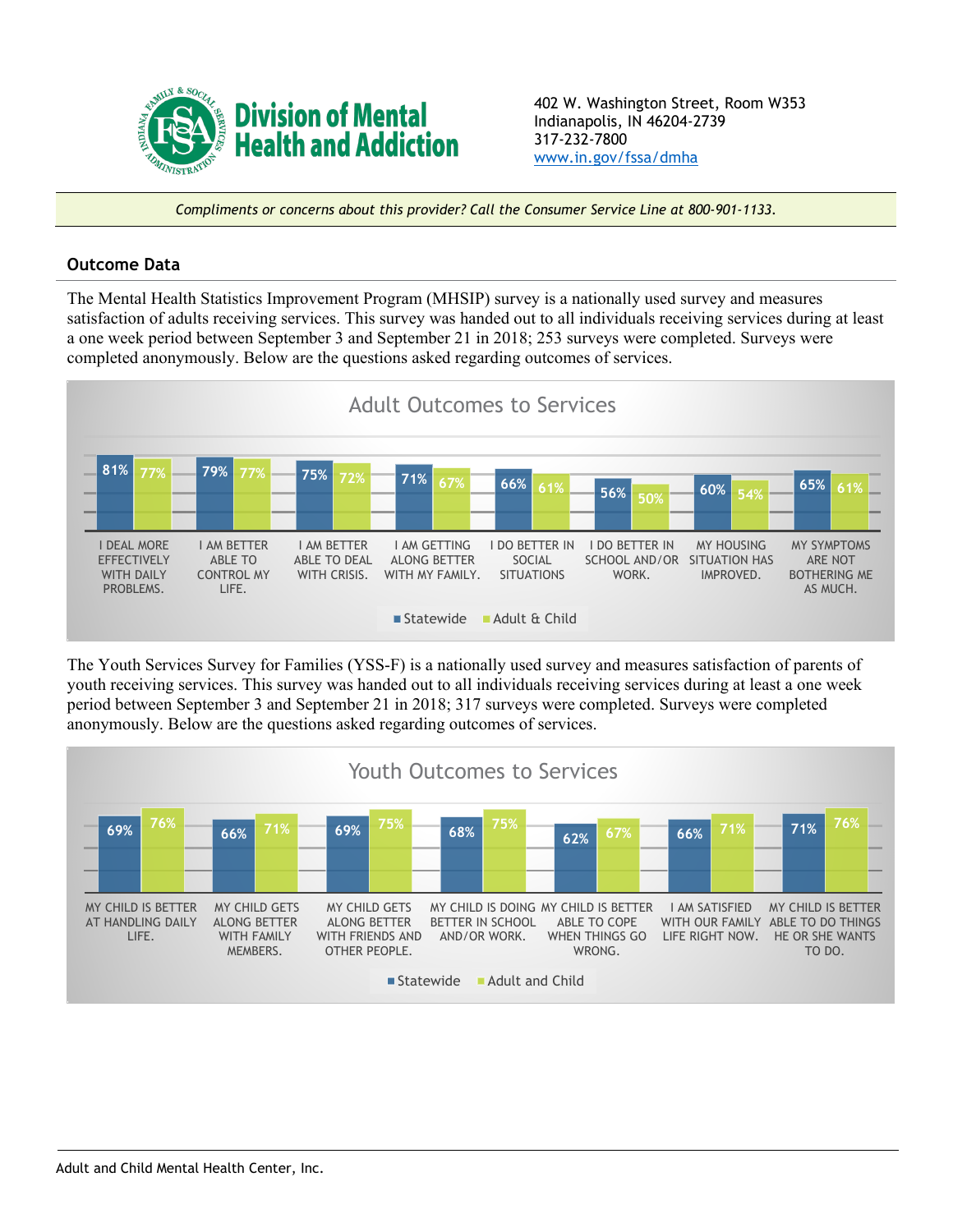Division of Mental Health and Addiction

402 W. Washington Street, Room W353
Indianapolis, IN 46204-2739
317-232-7800
www.in.gov/fssa/dmha

*Compliments or concerns about this provider? Call the Consumer Service Line at 800-901-1133.*

## Outcome Data

The Mental Health Statistics Improvement Program (MHSIP) survey is a nationally used survey and measures satisfaction of adults receiving services. This survey was handed out to all individuals receiving services during at least a one week period between September 3 and September 21 in 2018; 253 surveys were completed. Surveys were completed anonymously. Below are the questions asked regarding outcomes of services.

Adult Outcomes to Services

I DEAL MORE EFFECTIVELY WITH DAILY PROBLEMS. 81% 77%
I AM BETTER ABLE TO CONTROL MY LIFE. 79% 77%
I AM BETTER ABLE TO DEAL WITH CRISIS. 75% 72%
I AM GETTING ALONG BETTER WITH MY FAMILY. 71% 67%
I DO BETTER IN SOCIAL SITUATIONS 66% 61%
I DO BETTER IN SCHOOL AND/OR WORK. 56% 50%
MY HOUSING SITUATION HAS IMPROVED. 60% 54%
MY SYMPTOMS ARE NOT BOTHERING ME AS MUCH. 65% 61%

Statewide   Adult & Child

The Youth Services Survey for Families (YSS-F) is a nationally used survey and measures satisfaction of parents of youth receiving services. This survey was handed out to all individuals receiving services during at least a one week period between September 3 and September 21 in 2018; 317 surveys were completed. Surveys were completed anonymously. Below are the questions asked regarding outcomes of services.

Youth Outcomes to Services

MY CHILD IS BETTER AT HANDLING DAILY LIFE. 69% 76%
MY CHILD GETS ALONG BETTER WITH FAMILY MEMBERS. 66% 71%
MY CHILD GETS ALONG BETTER WITH FRIENDS AND OTHER PEOPLE. 69% 75%
MY CHILD IS DOING BETTER IN SCHOOL AND/OR WORK. 68% 75%
MY CHILD IS BETTER ABLE TO COPE WHEN THINGS GO WRONG. 62% 67%
I AM SATISFIED WITH OUR FAMILY LIFE RIGHT NOW. 66% 71%
MY CHILD IS BETTER ABLE TO DO THINGS HE OR SHE WANTS TO DO. 71% 76%

Statewide   Adult and Child

Adult and Child Mental Health Center, Inc.